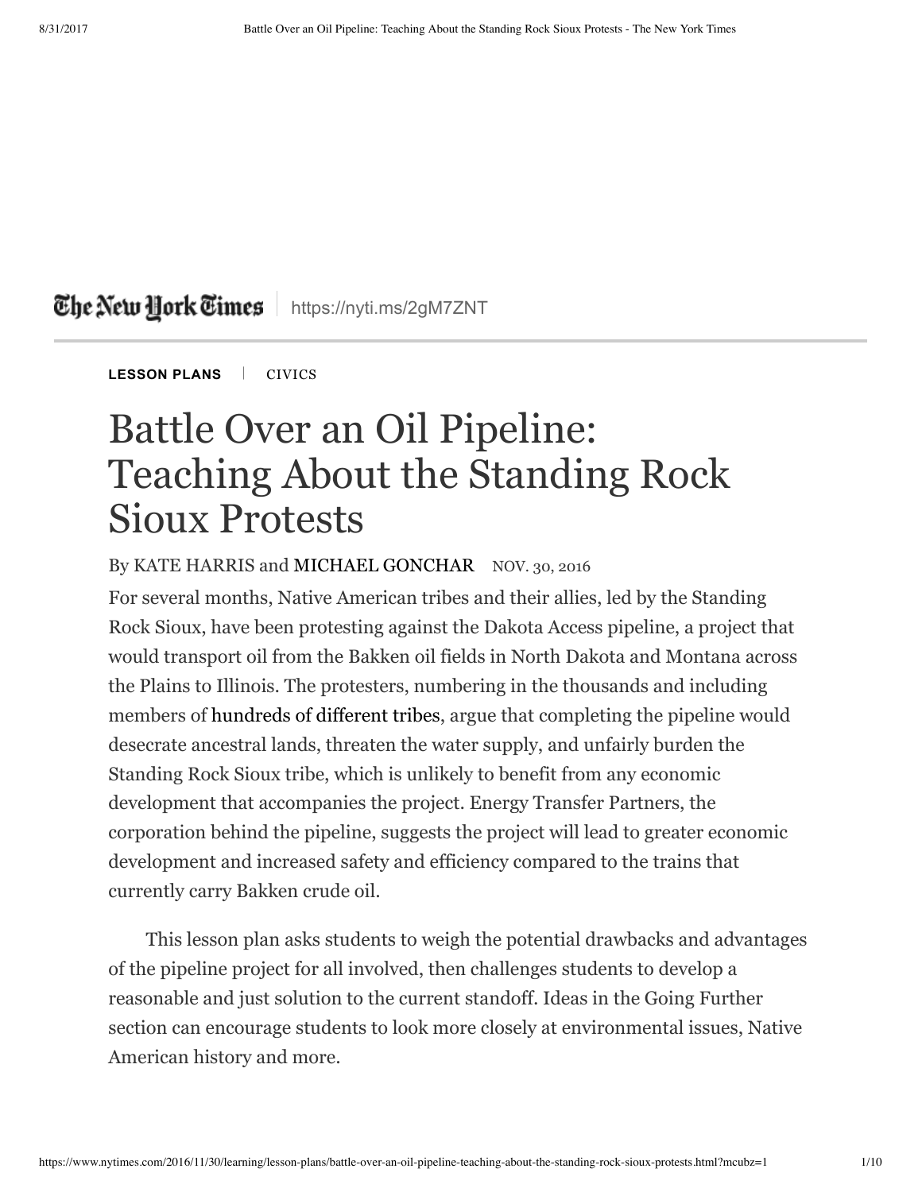The New York Times | https://nyti.ms/2gM7ZNT

**LESSON PLANS** | CIVICS

# Battle Over an Oil Pipeline: Teaching About the Standing Rock Sioux Protests

By KATE HARRIS and MICHAEL GONCHAR NOV. 30, 2016

For several months, Native American tribes and their allies, led by the Standing Rock Sioux, have been protesting against the Dakota Access pipeline, a project that would transport oil from the Bakken oil fields in North Dakota and Montana across the Plains to Illinois. The protesters, numbering in the thousands and including members of hundreds of different tribes, argue that completing the pipeline would desecrate ancestral lands, threaten the water supply, and unfairly burden the Standing Rock Sioux tribe, which is unlikely to benefit from any economic development that accompanies the project. Energy Transfer Partners, the corporation behind the pipeline, suggests the project will lead to greater economic development and increased safety and efficiency compared to the trains that currently carry Bakken crude oil.

This lesson plan asks students to weigh the potential drawbacks and advantages of the pipeline project for all involved, then challenges students to develop a reasonable and just solution to the current standoff. Ideas in the Going Further section can encourage students to look more closely at environmental issues, Native American history and more.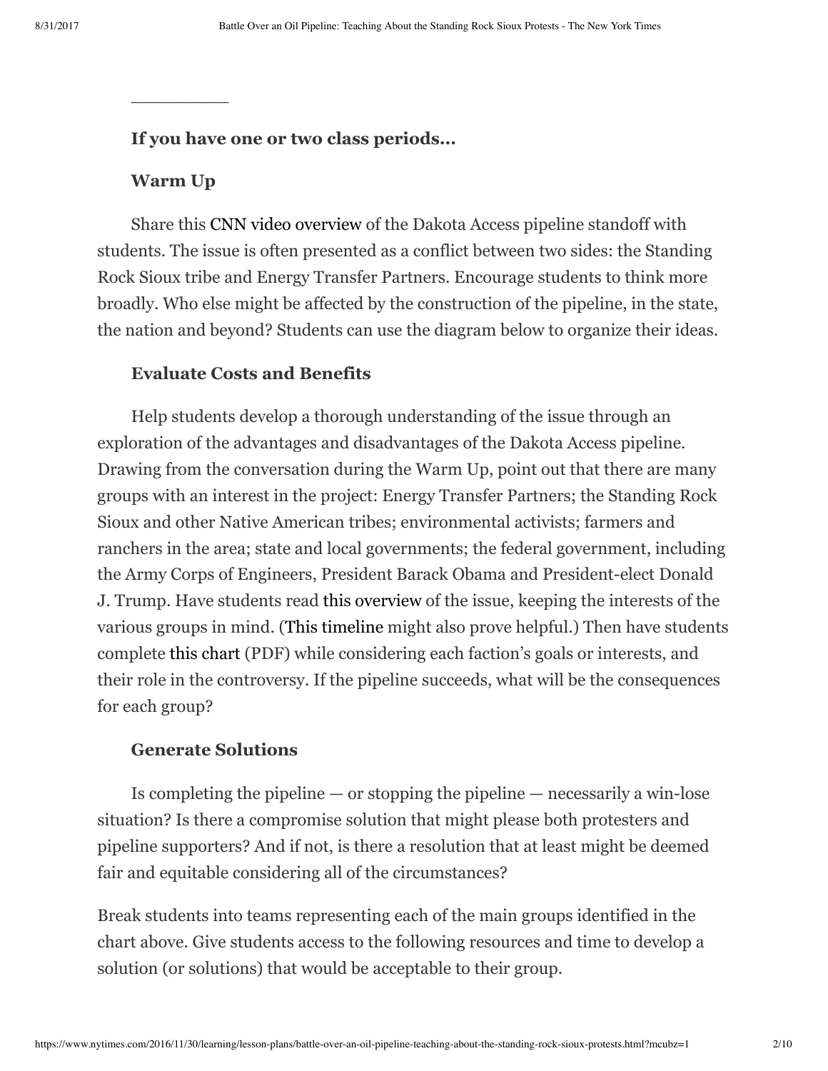---

**If you have one or two class periods…**

**Warm Up**

Share this CNN video overview of the Dakota Access pipeline standoff with students. The issue is often presented as a conflict between two sides: the Standing Rock Sioux tribe and Energy Transfer Partners. Encourage students to think more broadly. Who else might be affected by the construction of the pipeline, in the state, the nation and beyond? Students can use the diagram below to organize their ideas.

**Evaluate Costs and Benefits**

Help students develop a thorough understanding of the issue through an exploration of the advantages and disadvantages of the Dakota Access pipeline. Drawing from the conversation during the Warm Up, point out that there are many groups with an interest in the project: Energy Transfer Partners; the Standing Rock Sioux and other Native American tribes; environmental activists; farmers and ranchers in the area; state and local governments; the federal government, including the Army Corps of Engineers, President Barack Obama and President-elect Donald J. Trump. Have students read this overview of the issue, keeping the interests of the various groups in mind. (This timeline might also prove helpful.) Then have students complete this chart (PDF) while considering each faction's goals or interests, and their role in the controversy. If the pipeline succeeds, what will be the consequences for each group?

**Generate Solutions**

Is completing the pipeline — or stopping the pipeline — necessarily a win-lose situation? Is there a compromise solution that might please both protesters and pipeline supporters? And if not, is there a resolution that at least might be deemed fair and equitable considering all of the circumstances?

Break students into teams representing each of the main groups identified in the chart above. Give students access to the following resources and time to develop a solution (or solutions) that would be acceptable to their group.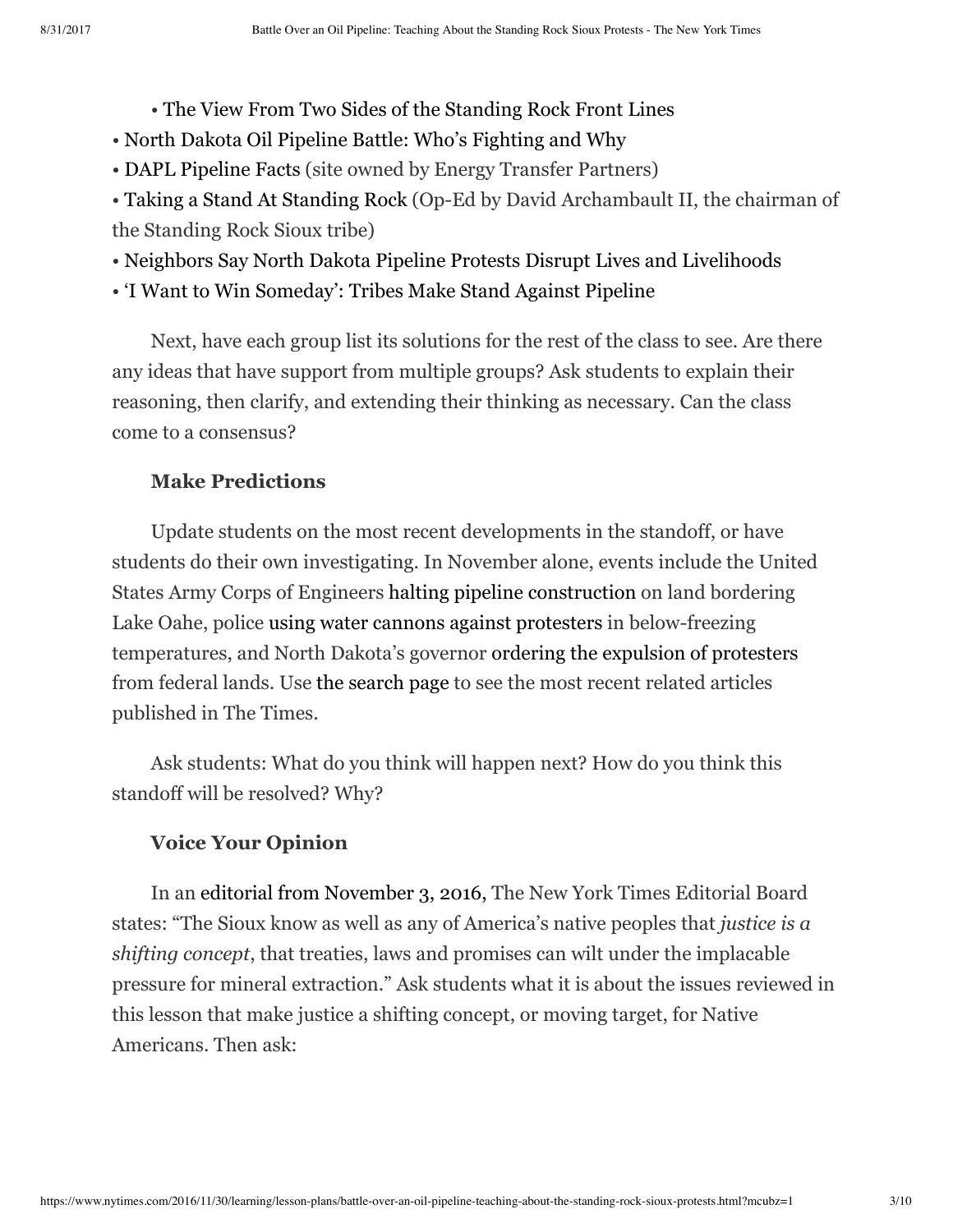- The View From Two Sides of the Standing Rock Front Lines
- North Dakota Oil Pipeline Battle: Who's Fighting and Why
- DAPL Pipeline Facts (site owned by Energy Transfer Partners)
- Taking a Stand At Standing Rock (Op-Ed by David Archambault II, the chairman of the Standing Rock Sioux tribe)
- Neighbors Say North Dakota Pipeline Protests Disrupt Lives and Livelihoods
- 'I Want to Win Someday': Tribes Make Stand Against Pipeline

Next, have each group list its solutions for the rest of the class to see. Are there any ideas that have support from multiple groups? Ask students to explain their reasoning, then clarify, and extending their thinking as necessary. Can the class come to a consensus?

**Make Predictions**

Update students on the most recent developments in the standoff, or have students do their own investigating. In November alone, events include the United States Army Corps of Engineers halting pipeline construction on land bordering Lake Oahe, police using water cannons against protesters in below-freezing temperatures, and North Dakota's governor ordering the expulsion of protesters from federal lands. Use the search page to see the most recent related articles published in The Times.

Ask students: What do you think will happen next? How do you think this standoff will be resolved? Why?

**Voice Your Opinion**

In an editorial from November 3, 2016, The New York Times Editorial Board states: "The Sioux know as well as any of America's native peoples that *justice is a shifting concept*, that treaties, laws and promises can wilt under the implacable pressure for mineral extraction." Ask students what it is about the issues reviewed in this lesson that make justice a shifting concept, or moving target, for Native Americans. Then ask: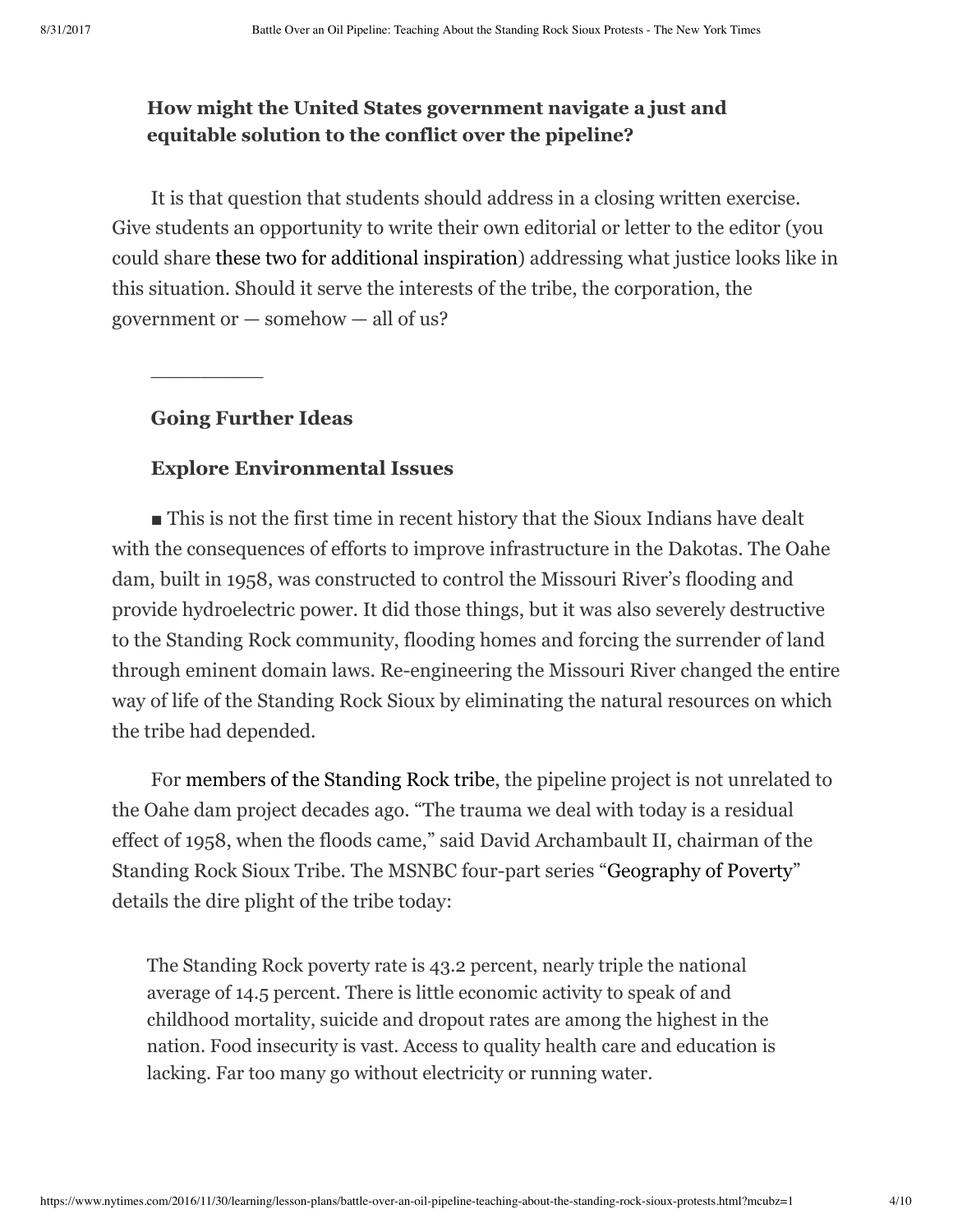**How might the United States government navigate a just and equitable solution to the conflict over the pipeline?**

It is that question that students should address in a closing written exercise. Give students an opportunity to write their own editorial or letter to the editor (you could share these two for additional inspiration) addressing what justice looks like in this situation. Should it serve the interests of the tribe, the corporation, the government or — somehow — all of us?

---

### Going Further Ideas

### Explore Environmental Issues

■ This is not the first time in recent history that the Sioux Indians have dealt with the consequences of efforts to improve infrastructure in the Dakotas. The Oahe dam, built in 1958, was constructed to control the Missouri River's flooding and provide hydroelectric power. It did those things, but it was also severely destructive to the Standing Rock community, flooding homes and forcing the surrender of land through eminent domain laws. Re-engineering the Missouri River changed the entire way of life of the Standing Rock Sioux by eliminating the natural resources on which the tribe had depended.

For members of the Standing Rock tribe, the pipeline project is not unrelated to the Oahe dam project decades ago. "The trauma we deal with today is a residual effect of 1958, when the floods came," said David Archambault II, chairman of the Standing Rock Sioux Tribe. The MSNBC four-part series "Geography of Poverty" details the dire plight of the tribe today:

> The Standing Rock poverty rate is 43.2 percent, nearly triple the national average of 14.5 percent. There is little economic activity to speak of and childhood mortality, suicide and dropout rates are among the highest in the nation. Food insecurity is vast. Access to quality health care and education is lacking. Far too many go without electricity or running water.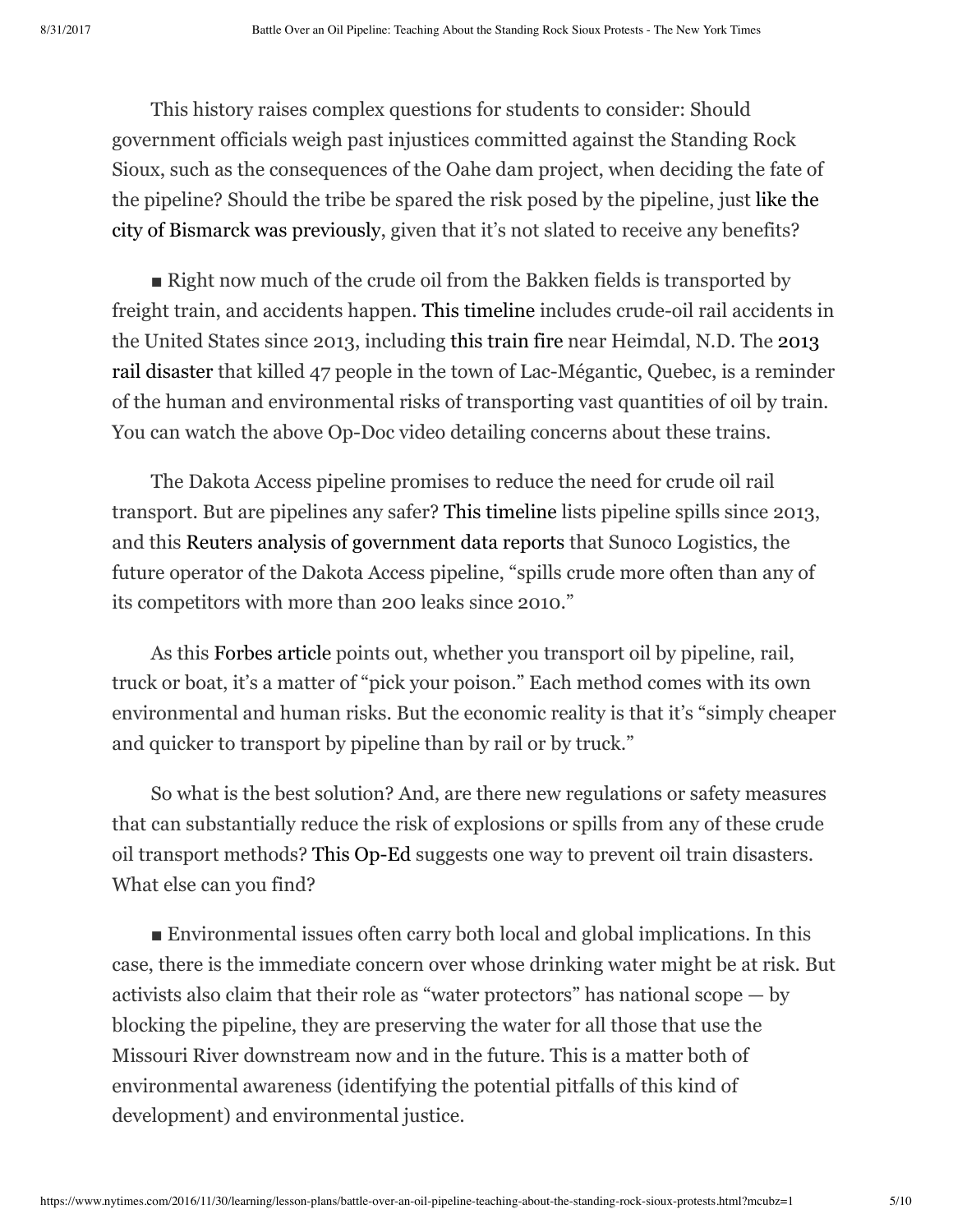This history raises complex questions for students to consider: Should government officials weigh past injustices committed against the Standing Rock Sioux, such as the consequences of the Oahe dam project, when deciding the fate of the pipeline? Should the tribe be spared the risk posed by the pipeline, just like the city of Bismarck was previously, given that it's not slated to receive any benefits?

■ Right now much of the crude oil from the Bakken fields is transported by freight train, and accidents happen. This timeline includes crude-oil rail accidents in the United States since 2013, including this train fire near Heimdal, N.D. The 2013 rail disaster that killed 47 people in the town of Lac-Mégantic, Quebec, is a reminder of the human and environmental risks of transporting vast quantities of oil by train. You can watch the above Op-Doc video detailing concerns about these trains.

The Dakota Access pipeline promises to reduce the need for crude oil rail transport. But are pipelines any safer? This timeline lists pipeline spills since 2013, and this Reuters analysis of government data reports that Sunoco Logistics, the future operator of the Dakota Access pipeline, "spills crude more often than any of its competitors with more than 200 leaks since 2010."

As this Forbes article points out, whether you transport oil by pipeline, rail, truck or boat, it's a matter of "pick your poison." Each method comes with its own environmental and human risks. But the economic reality is that it's "simply cheaper and quicker to transport by pipeline than by rail or by truck."

So what is the best solution? And, are there new regulations or safety measures that can substantially reduce the risk of explosions or spills from any of these crude oil transport methods? This Op-Ed suggests one way to prevent oil train disasters. What else can you find?

■ Environmental issues often carry both local and global implications. In this case, there is the immediate concern over whose drinking water might be at risk. But activists also claim that their role as "water protectors" has national scope — by blocking the pipeline, they are preserving the water for all those that use the Missouri River downstream now and in the future. This is a matter both of environmental awareness (identifying the potential pitfalls of this kind of development) and environmental justice.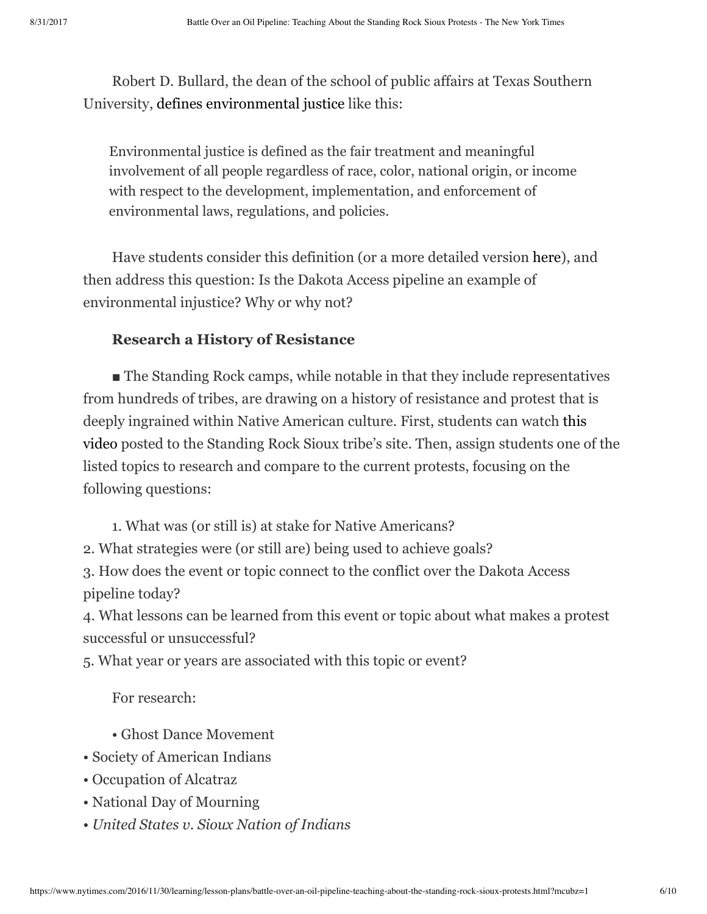Robert D. Bullard, the dean of the school of public affairs at Texas Southern University, defines environmental justice like this:

> Environmental justice is defined as the fair treatment and meaningful involvement of all people regardless of race, color, national origin, or income with respect to the development, implementation, and enforcement of environmental laws, regulations, and policies.

Have students consider this definition (or a more detailed version here), and then address this question: Is the Dakota Access pipeline an example of environmental injustice? Why or why not?

### Research a History of Resistance

■ The Standing Rock camps, while notable in that they include representatives from hundreds of tribes, are drawing on a history of resistance and protest that is deeply ingrained within Native American culture. First, students can watch this video posted to the Standing Rock Sioux tribe's site. Then, assign students one of the listed topics to research and compare to the current protests, focusing on the following questions:

1. What was (or still is) at stake for Native Americans?
2. What strategies were (or still are) being used to achieve goals?
3. How does the event or topic connect to the conflict over the Dakota Access pipeline today?
4. What lessons can be learned from this event or topic about what makes a protest successful or unsuccessful?
5. What year or years are associated with this topic or event?

For research:

- Ghost Dance Movement
- Society of American Indians
- Occupation of Alcatraz
- National Day of Mourning
- *United States v. Sioux Nation of Indians*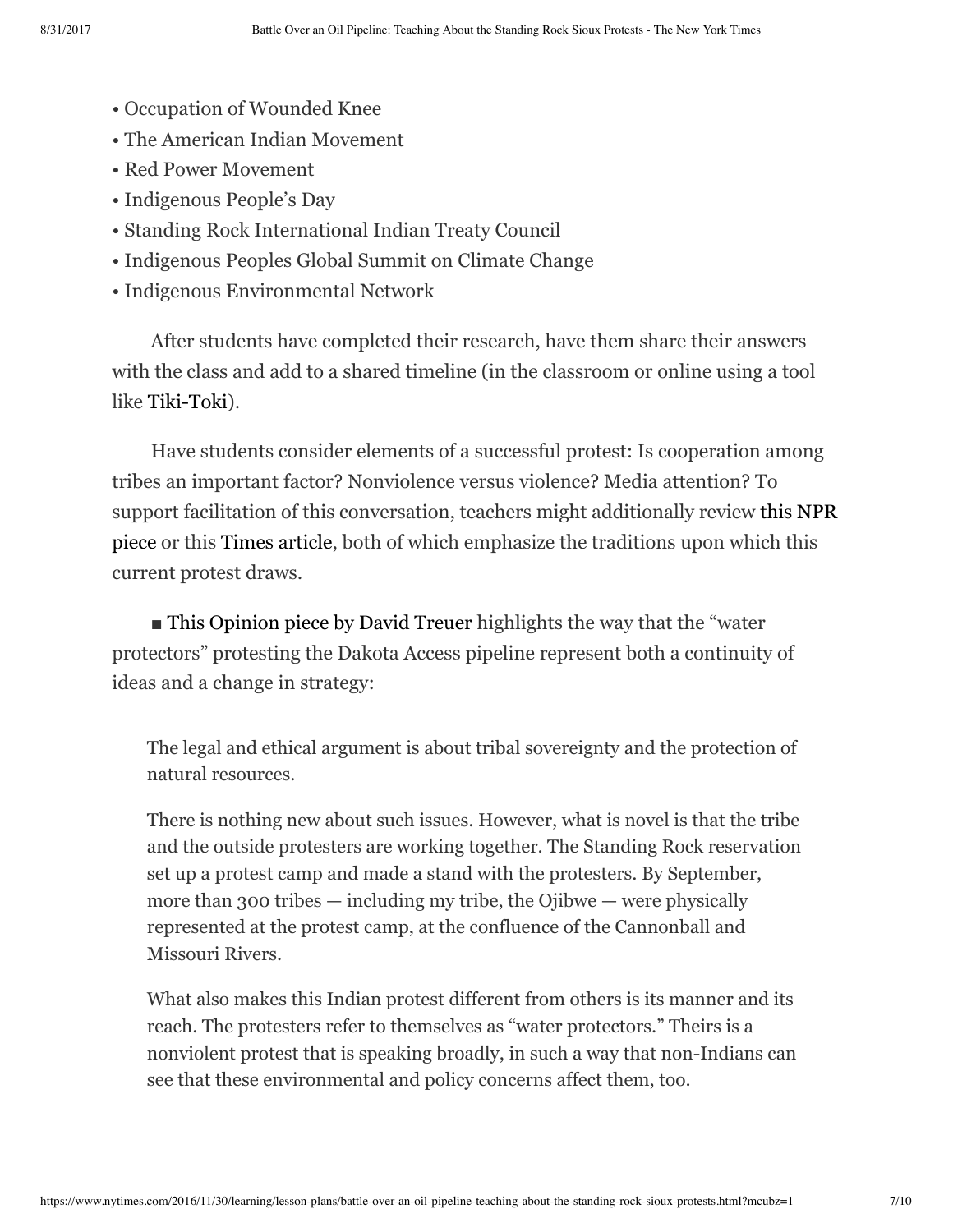- Occupation of Wounded Knee
- The American Indian Movement
- Red Power Movement
- Indigenous People's Day
- Standing Rock International Indian Treaty Council
- Indigenous Peoples Global Summit on Climate Change
- Indigenous Environmental Network

After students have completed their research, have them share their answers with the class and add to a shared timeline (in the classroom or online using a tool like Tiki-Toki).

Have students consider elements of a successful protest: Is cooperation among tribes an important factor? Nonviolence versus violence? Media attention? To support facilitation of this conversation, teachers might additionally review this NPR piece or this Times article, both of which emphasize the traditions upon which this current protest draws.

■ This Opinion piece by David Treuer highlights the way that the "water protectors" protesting the Dakota Access pipeline represent both a continuity of ideas and a change in strategy:

> The legal and ethical argument is about tribal sovereignty and the protection of natural resources.
>
> There is nothing new about such issues. However, what is novel is that the tribe and the outside protesters are working together. The Standing Rock reservation set up a protest camp and made a stand with the protesters. By September, more than 300 tribes — including my tribe, the Ojibwe — were physically represented at the protest camp, at the confluence of the Cannonball and Missouri Rivers.
>
> What also makes this Indian protest different from others is its manner and its reach. The protesters refer to themselves as "water protectors." Theirs is a nonviolent protest that is speaking broadly, in such a way that non-Indians can see that these environmental and policy concerns affect them, too.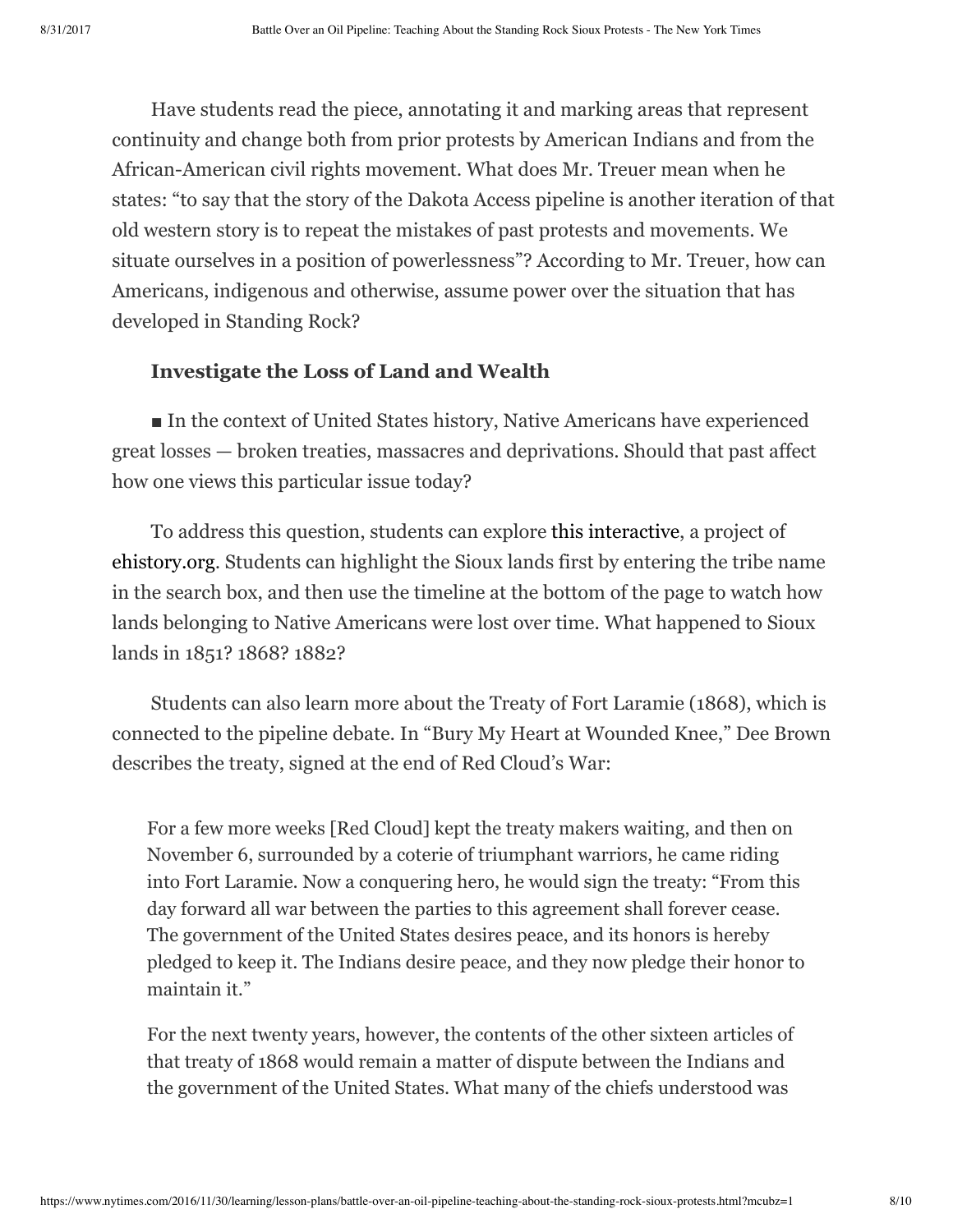Have students read the piece, annotating it and marking areas that represent continuity and change both from prior protests by American Indians and from the African-American civil rights movement. What does Mr. Treuer mean when he states: "to say that the story of the Dakota Access pipeline is another iteration of that old western story is to repeat the mistakes of past protests and movements. We situate ourselves in a position of powerlessness"? According to Mr. Treuer, how can Americans, indigenous and otherwise, assume power over the situation that has developed in Standing Rock?

### Investigate the Loss of Land and Wealth

■ In the context of United States history, Native Americans have experienced great losses — broken treaties, massacres and deprivations. Should that past affect how one views this particular issue today?

To address this question, students can explore this interactive, a project of ehistory.org. Students can highlight the Sioux lands first by entering the tribe name in the search box, and then use the timeline at the bottom of the page to watch how lands belonging to Native Americans were lost over time. What happened to Sioux lands in 1851? 1868? 1882?

Students can also learn more about the Treaty of Fort Laramie (1868), which is connected to the pipeline debate. In "Bury My Heart at Wounded Knee," Dee Brown describes the treaty, signed at the end of Red Cloud's War:

> For a few more weeks [Red Cloud] kept the treaty makers waiting, and then on November 6, surrounded by a coterie of triumphant warriors, he came riding into Fort Laramie. Now a conquering hero, he would sign the treaty: "From this day forward all war between the parties to this agreement shall forever cease. The government of the United States desires peace, and its honors is hereby pledged to keep it. The Indians desire peace, and they now pledge their honor to maintain it."
>
> For the next twenty years, however, the contents of the other sixteen articles of that treaty of 1868 would remain a matter of dispute between the Indians and the government of the United States. What many of the chiefs understood was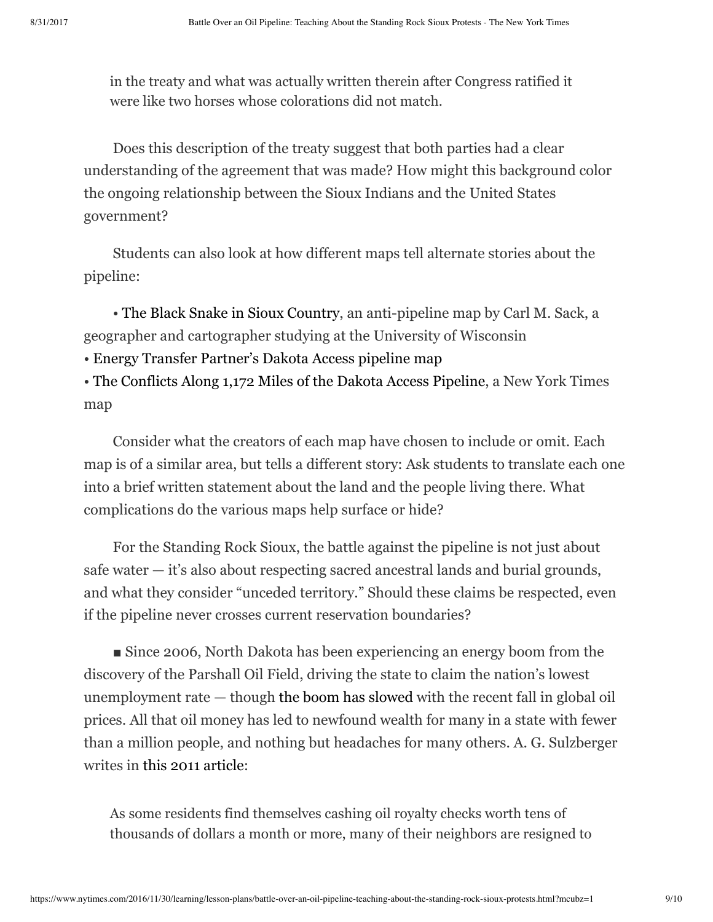> in the treaty and what was actually written therein after Congress ratified it were like two horses whose colorations did not match.

Does this description of the treaty suggest that both parties had a clear understanding of the agreement that was made? How might this background color the ongoing relationship between the Sioux Indians and the United States government?

Students can also look at how different maps tell alternate stories about the pipeline:

- The Black Snake in Sioux Country, an anti-pipeline map by Carl M. Sack, a geographer and cartographer studying at the University of Wisconsin
- Energy Transfer Partner's Dakota Access pipeline map
- The Conflicts Along 1,172 Miles of the Dakota Access Pipeline, a New York Times map

Consider what the creators of each map have chosen to include or omit. Each map is of a similar area, but tells a different story: Ask students to translate each one into a brief written statement about the land and the people living there. What complications do the various maps help surface or hide?

For the Standing Rock Sioux, the battle against the pipeline is not just about safe water — it's also about respecting sacred ancestral lands and burial grounds, and what they consider "unceded territory." Should these claims be respected, even if the pipeline never crosses current reservation boundaries?

■ Since 2006, North Dakota has been experiencing an energy boom from the discovery of the Parshall Oil Field, driving the state to claim the nation's lowest unemployment rate — though the boom has slowed with the recent fall in global oil prices. All that oil money has led to newfound wealth for many in a state with fewer than a million people, and nothing but headaches for many others. A. G. Sulzberger writes in this 2011 article:

> As some residents find themselves cashing oil royalty checks worth tens of thousands of dollars a month or more, many of their neighbors are resigned to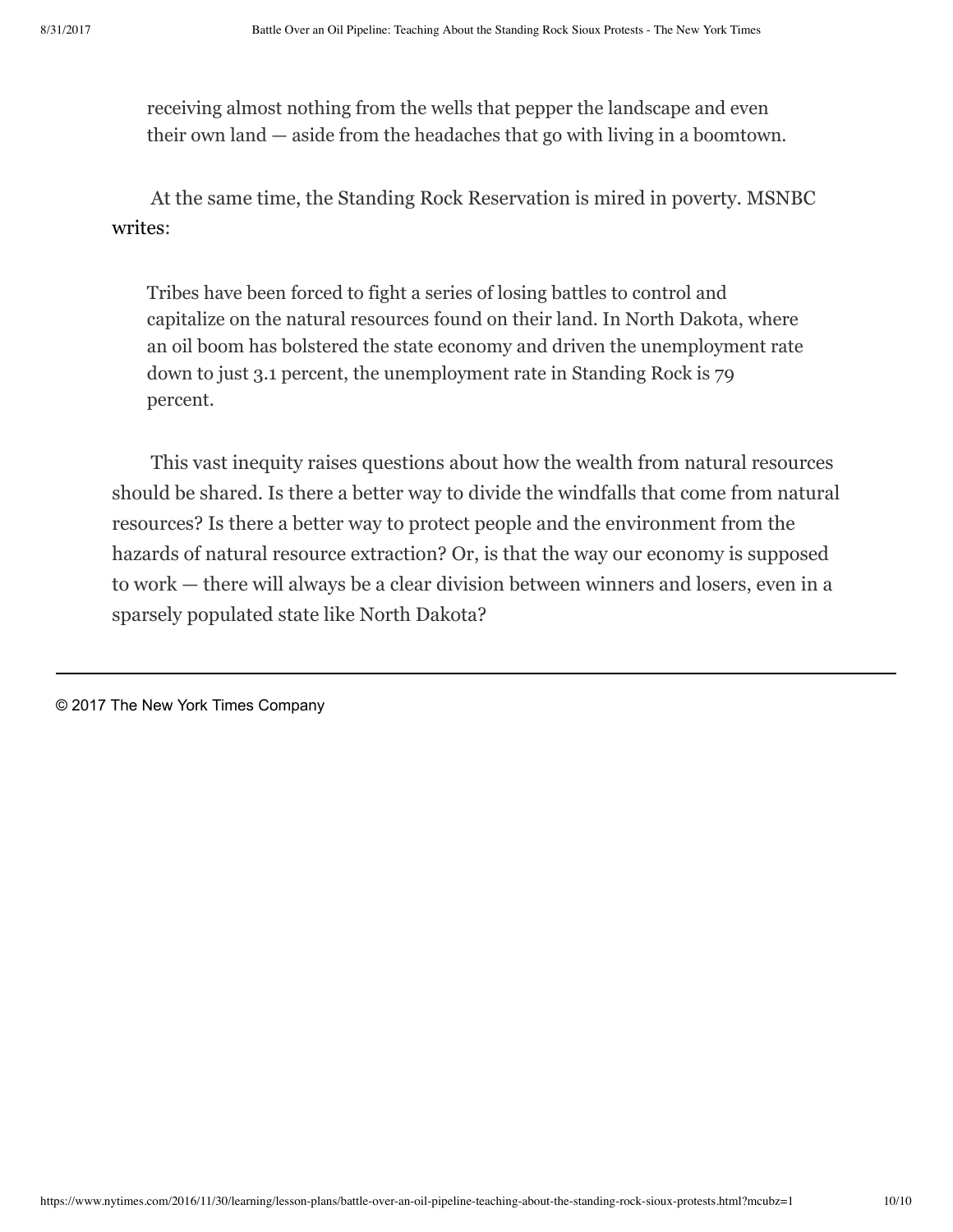receiving almost nothing from the wells that pepper the landscape and even their own land — aside from the headaches that go with living in a boomtown.

At the same time, the Standing Rock Reservation is mired in poverty. MSNBC writes:

> Tribes have been forced to fight a series of losing battles to control and capitalize on the natural resources found on their land. In North Dakota, where an oil boom has bolstered the state economy and driven the unemployment rate down to just 3.1 percent, the unemployment rate in Standing Rock is 79 percent.

This vast inequity raises questions about how the wealth from natural resources should be shared. Is there a better way to divide the windfalls that come from natural resources? Is there a better way to protect people and the environment from the hazards of natural resource extraction? Or, is that the way our economy is supposed to work — there will always be a clear division between winners and losers, even in a sparsely populated state like North Dakota?

---

© 2017 The New York Times Company